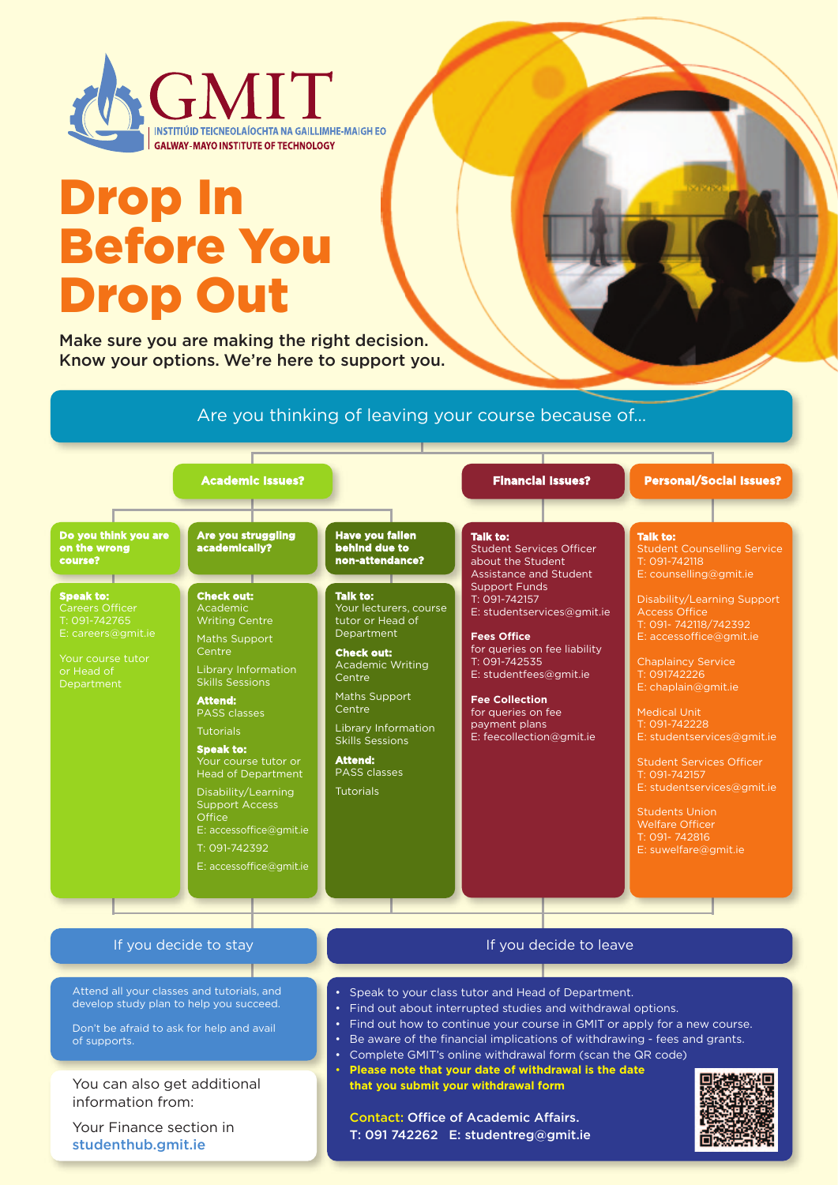# GMIT

INSTITIÚID TEICNEOLAÍOCHTA NA GAILLIMHE-MAIGH EO
GALWAY-MAYO INSTITUTE OF TECHNOLOGY

# Drop In Before You Drop Out

Make sure you are making the right decision.
Know your options. We're here to support you.

## Are you thinking of leaving your course because of...

### Academic Issues?

#### Do you think you are on the wrong course?

**Speak to:**
Careers Officer
T: 091-742765
E: careers@gmit.ie

Your course tutor or Head of Department

#### Are you struggling academically?

**Check out:**
Academic Writing Centre

Maths Support Centre

Library Information Skills Sessions

**Attend:**
PASS classes

Tutorials

**Speak to:**
Your course tutor or Head of Department

Disability/Learning Support Access Office
E: accessoffice@gmit.ie

T: 091-742392

E: accessoffice@gmit.ie

#### Have you fallen behind due to non-attendance?

**Talk to:**
Your lecturers, course tutor or Head of Department

**Check out:**
Academic Writing Centre

Maths Support Centre

Library Information Skills Sessions

**Attend:**
PASS classes

Tutorials

### Financial Issues?

**Talk to:**
Student Services Officer about the Student Assistance and Student Support Funds
T: 091-742157
E: studentservices@gmit.ie

**Fees Office**
for queries on fee liability
T: 091-742535
E: studentfees@gmit.ie

**Fee Collection**
for queries on fee payment plans
E: feecollection@gmit.ie

### Personal/Social Issues?

**Talk to:**
Student Counselling Service
T: 091-742118
E: counselling@gmit.ie

Disability/Learning Support Access Office
T: 091- 742118/742392
E: accessoffice@gmit.ie

Chaplaincy Service
T: 091742226
E: chaplain@gmit.ie

Medical Unit
T: 091-742228
E: studentservices@gmit.ie

Student Services Officer
T: 091-742157
E: studentservices@gmit.ie

Students Union Welfare Officer
T: 091- 742816
E: suwelfare@gmit.ie

## If you decide to stay

Attend all your classes and tutorials, and develop study plan to help you succeed.

Don't be afraid to ask for help and avail of supports.

You can also get additional information from:

Your Finance section in studenthub.gmit.ie

## If you decide to leave

- Speak to your class tutor and Head of Department.
- Find out about interrupted studies and withdrawal options.
- Find out how to continue your course in GMIT or apply for a new course.
- Be aware of the financial implications of withdrawing - fees and grants.
- Complete GMIT's online withdrawal form (scan the QR code)
- **Please note that your date of withdrawal is the date that you submit your withdrawal form**

**Contact:** Office of Academic Affairs.
T: 091 742262 E: studentreg@gmit.ie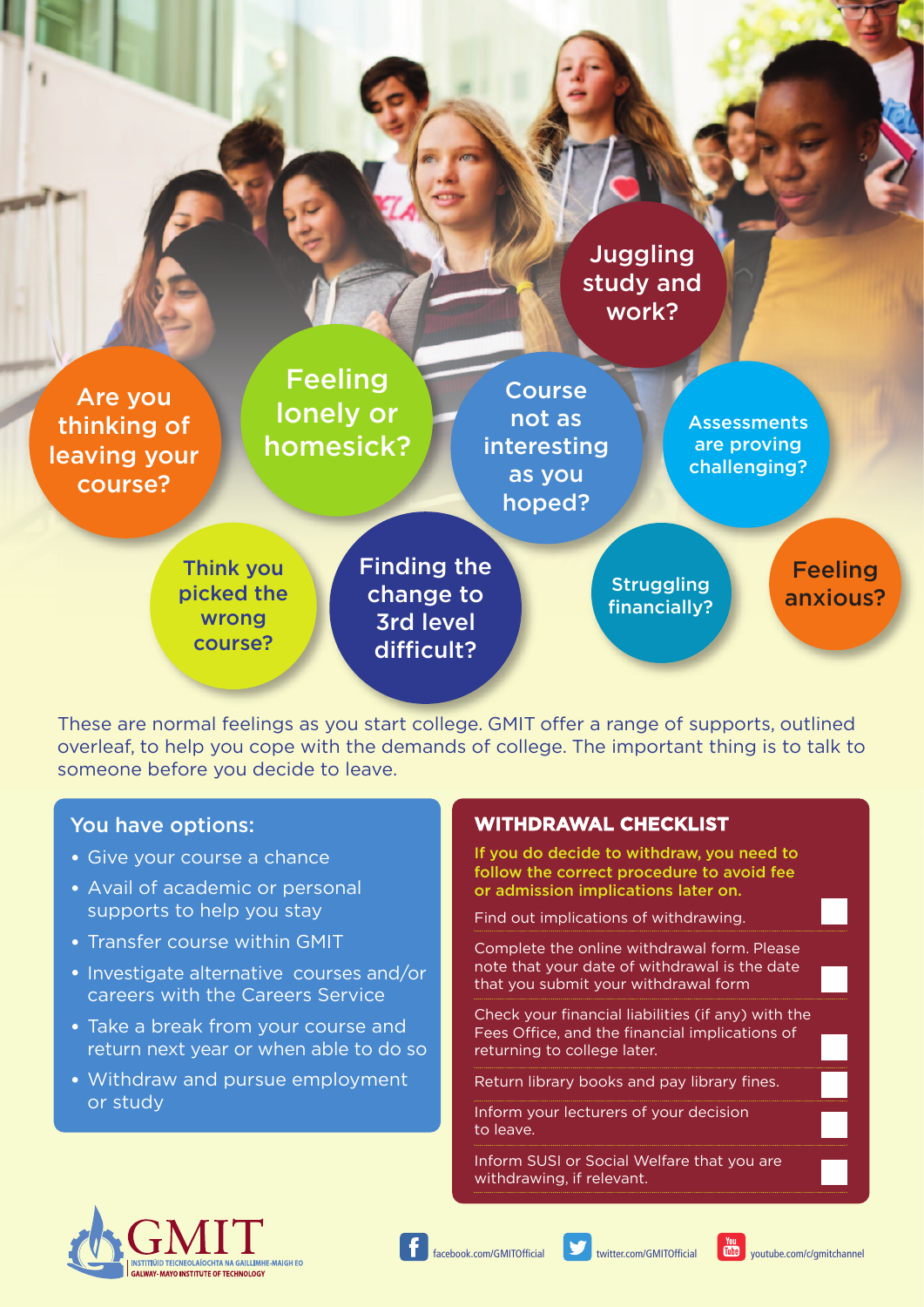Are you thinking of leaving your course?

Feeling lonely or homesick?

Course not as interesting as you hoped?

Juggling study and work?

Assessments are proving challenging?

Think you picked the wrong course?

Finding the change to 3rd level difficult?

Struggling financially?

Feeling anxious?

These are normal feelings as you start college. GMIT offer a range of supports, outlined overleaf, to help you cope with the demands of college. The important thing is to talk to someone before you decide to leave.

## You have options:

- Give your course a chance
- Avail of academic or personal supports to help you stay
- Transfer course within GMIT
- Investigate alternative courses and/or careers with the Careers Service
- Take a break from your course and return next year or when able to do so
- Withdraw and pursue employment or study

## WITHDRAWAL CHECKLIST

**If you do decide to withdraw, you need to follow the correct procedure to avoid fee or admission implications later on.**

- [ ] Find out implications of withdrawing.
- [ ] Complete the online withdrawal form. Please note that your date of withdrawal is the date that you submit your withdrawal form
- [ ] Check your financial liabilities (if any) with the Fees Office, and the financial implications of returning to college later.
- [ ] Return library books and pay library fines.
- [ ] Inform your lecturers of your decision to leave.
- [ ] Inform SUSI or Social Welfare that you are withdrawing, if relevant.

GMIT
INSTITIÚID TEICNEOLAÍOCHTA NA GAILLIMHE-MAIGH EO
GALWAY-MAYO INSTITUTE OF TECHNOLOGY

facebook.com/GMITOfficial

twitter.com/GMITOfficial

youtube.com/c/gmitchannel